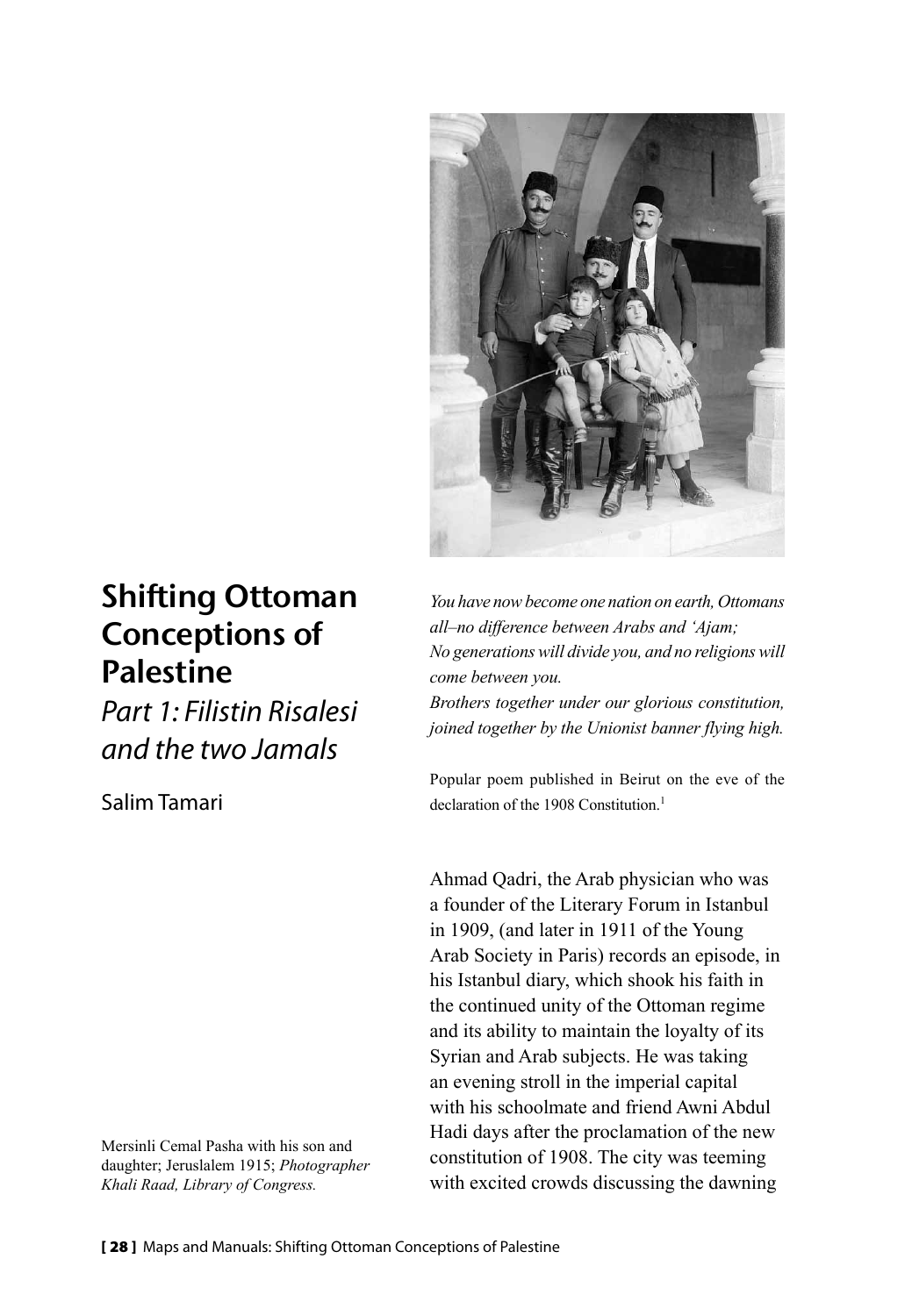# Shifting Ottoman Conceptions of Palestine

## *Part 1: Filistin Risalesi and the two Jamals*

Salim Tamari

Mersinli Cemal Pasha with his son and daughter; Jeruslalem 1915; *Photographer Khali Raad, Library of Congress.*

*You have now become one nation on earth, Ottomans all–no difference between Arabs and 'Ajam;*
*No generations will divide you, and no religions will come between you.*
*Brothers together under our glorious constitution, joined together by the Unionist banner flying high.*

Popular poem published in Beirut on the eve of the declaration of the 1908 Constitution.[1]

Ahmad Qadri, the Arab physician who was a founder of the Literary Forum in Istanbul in 1909, (and later in 1911 of the Young Arab Society in Paris) records an episode, in his Istanbul diary, which shook his faith in the continued unity of the Ottoman regime and its ability to maintain the loyalty of its Syrian and Arab subjects. He was taking an evening stroll in the imperial capital with his schoolmate and friend Awni Abdul Hadi days after the proclamation of the new constitution of 1908. The city was teeming with excited crowds discussing the dawning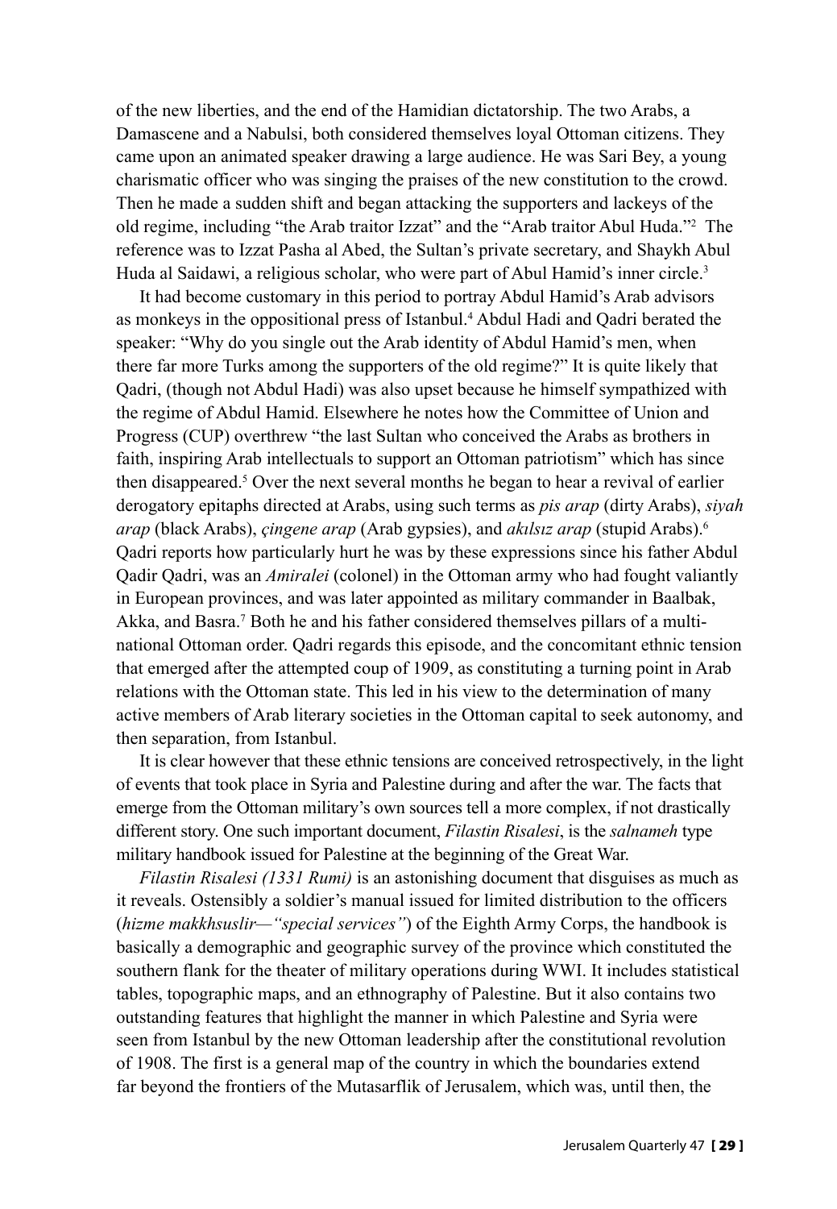of the new liberties, and the end of the Hamidian dictatorship. The two Arabs, a Damascene and a Nabulsi, both considered themselves loyal Ottoman citizens. They came upon an animated speaker drawing a large audience. He was Sari Bey, a young charismatic officer who was singing the praises of the new constitution to the crowd. Then he made a sudden shift and began attacking the supporters and lackeys of the old regime, including "the Arab traitor Izzat" and the "Arab traitor Abul Huda."[2] The reference was to Izzat Pasha al Abed, the Sultan's private secretary, and Shaykh Abul Huda al Saidawi, a religious scholar, who were part of Abul Hamid's inner circle.[3]

It had become customary in this period to portray Abdul Hamid's Arab advisors as monkeys in the oppositional press of Istanbul.[4] Abdul Hadi and Qadri berated the speaker: "Why do you single out the Arab identity of Abdul Hamid's men, when there far more Turks among the supporters of the old regime?" It is quite likely that Qadri, (though not Abdul Hadi) was also upset because he himself sympathized with the regime of Abdul Hamid. Elsewhere he notes how the Committee of Union and Progress (CUP) overthrew "the last Sultan who conceived the Arabs as brothers in faith, inspiring Arab intellectuals to support an Ottoman patriotism" which has since then disappeared.[5] Over the next several months he began to hear a revival of earlier derogatory epitaphs directed at Arabs, using such terms as *pis arap* (dirty Arabs), *siyah arap* (black Arabs), *çingene arap* (Arab gypsies), and *akılsız arap* (stupid Arabs).[6] Qadri reports how particularly hurt he was by these expressions since his father Abdul Qadir Qadri, was an *Amiralei* (colonel) in the Ottoman army who had fought valiantly in European provinces, and was later appointed as military commander in Baalbak, Akka, and Basra.[7] Both he and his father considered themselves pillars of a multi-national Ottoman order. Qadri regards this episode, and the concomitant ethnic tension that emerged after the attempted coup of 1909, as constituting a turning point in Arab relations with the Ottoman state. This led in his view to the determination of many active members of Arab literary societies in the Ottoman capital to seek autonomy, and then separation, from Istanbul.

It is clear however that these ethnic tensions are conceived retrospectively, in the light of events that took place in Syria and Palestine during and after the war. The facts that emerge from the Ottoman military's own sources tell a more complex, if not drastically different story. One such important document, *Filastin Risalesi*, is the *salnameh* type military handbook issued for Palestine at the beginning of the Great War.

*Filastin Risalesi (1331 Rumi)* is an astonishing document that disguises as much as it reveals. Ostensibly a soldier's manual issued for limited distribution to the officers (*hizme makkhsuslir—"special services"*) of the Eighth Army Corps, the handbook is basically a demographic and geographic survey of the province which constituted the southern flank for the theater of military operations during WWI. It includes statistical tables, topographic maps, and an ethnography of Palestine. But it also contains two outstanding features that highlight the manner in which Palestine and Syria were seen from Istanbul by the new Ottoman leadership after the constitutional revolution of 1908. The first is a general map of the country in which the boundaries extend far beyond the frontiers of the Mutasarflik of Jerusalem, which was, until then, the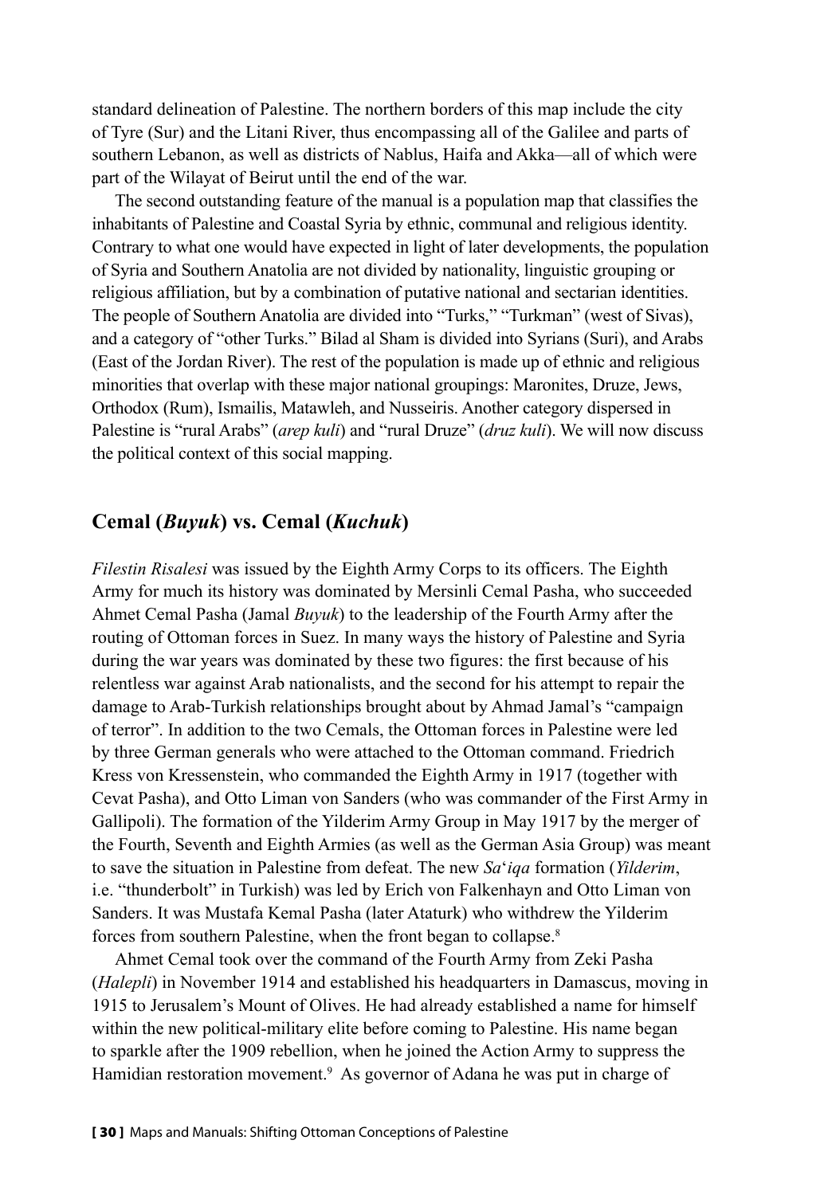standard delineation of Palestine. The northern borders of this map include the city of Tyre (Sur) and the Litani River, thus encompassing all of the Galilee and parts of southern Lebanon, as well as districts of Nablus, Haifa and Akka—all of which were part of the Wilayat of Beirut until the end of the war.

The second outstanding feature of the manual is a population map that classifies the inhabitants of Palestine and Coastal Syria by ethnic, communal and religious identity. Contrary to what one would have expected in light of later developments, the population of Syria and Southern Anatolia are not divided by nationality, linguistic grouping or religious affiliation, but by a combination of putative national and sectarian identities. The people of Southern Anatolia are divided into "Turks," "Turkman" (west of Sivas), and a category of "other Turks." Bilad al Sham is divided into Syrians (Suri), and Arabs (East of the Jordan River). The rest of the population is made up of ethnic and religious minorities that overlap with these major national groupings: Maronites, Druze, Jews, Orthodox (Rum), Ismailis, Matawleh, and Nusseiris. Another category dispersed in Palestine is "rural Arabs" (*arep kuli*) and "rural Druze" (*druz kuli*). We will now discuss the political context of this social mapping.

## Cemal (*Buyuk*) vs. Cemal (*Kuchuk*)

*Filestin Risalesi* was issued by the Eighth Army Corps to its officers. The Eighth Army for much its history was dominated by Mersinli Cemal Pasha, who succeeded Ahmet Cemal Pasha (Jamal *Buyuk*) to the leadership of the Fourth Army after the routing of Ottoman forces in Suez. In many ways the history of Palestine and Syria during the war years was dominated by these two figures: the first because of his relentless war against Arab nationalists, and the second for his attempt to repair the damage to Arab-Turkish relationships brought about by Ahmad Jamal's "campaign of terror". In addition to the two Cemals, the Ottoman forces in Palestine were led by three German generals who were attached to the Ottoman command. Friedrich Kress von Kressenstein, who commanded the Eighth Army in 1917 (together with Cevat Pasha), and Otto Liman von Sanders (who was commander of the First Army in Gallipoli). The formation of the Yilderim Army Group in May 1917 by the merger of the Fourth, Seventh and Eighth Armies (as well as the German Asia Group) was meant to save the situation in Palestine from defeat. The new *Sa*'*iqa* formation (*Yilderim*, i.e. "thunderbolt" in Turkish) was led by Erich von Falkenhayn and Otto Liman von Sanders. It was Mustafa Kemal Pasha (later Ataturk) who withdrew the Yilderim forces from southern Palestine, when the front began to collapse.[8]

Ahmet Cemal took over the command of the Fourth Army from Zeki Pasha (*Halepli*) in November 1914 and established his headquarters in Damascus, moving in 1915 to Jerusalem's Mount of Olives. He had already established a name for himself within the new political-military elite before coming to Palestine. His name began to sparkle after the 1909 rebellion, when he joined the Action Army to suppress the Hamidian restoration movement.[9] As governor of Adana he was put in charge of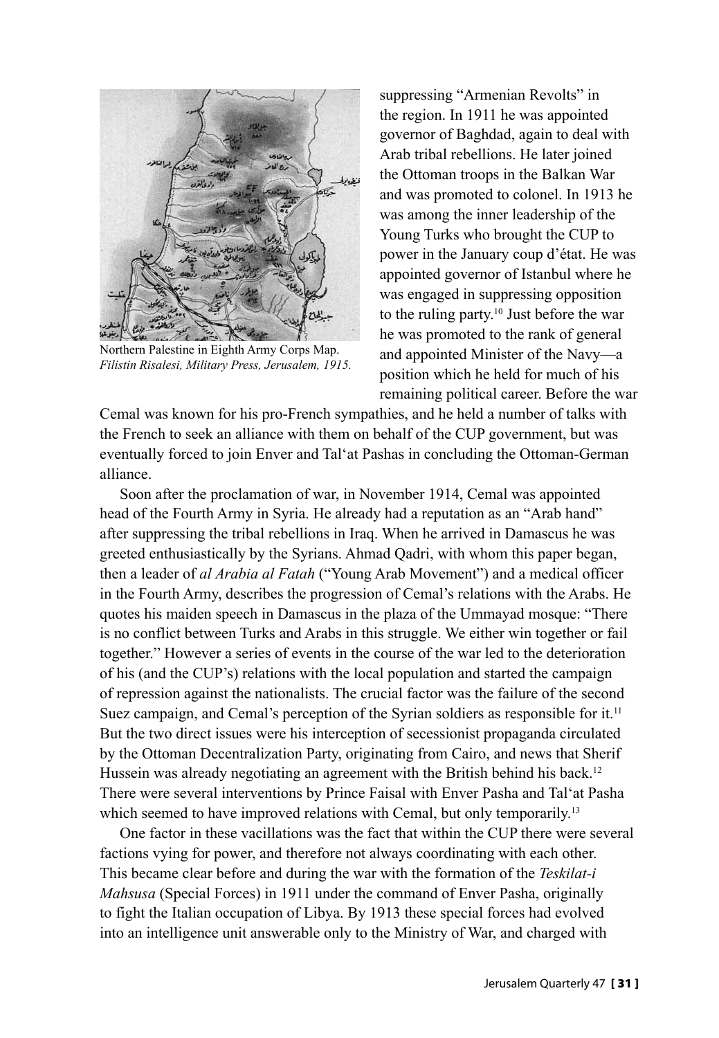Northern Palestine in Eighth Army Corps Map. *Filistin Risalesi, Military Press, Jerusalem, 1915.*

suppressing "Armenian Revolts" in the region. In 1911 he was appointed governor of Baghdad, again to deal with Arab tribal rebellions. He later joined the Ottoman troops in the Balkan War and was promoted to colonel. In 1913 he was among the inner leadership of the Young Turks who brought the CUP to power in the January coup d'état. He was appointed governor of Istanbul where he was engaged in suppressing opposition to the ruling party.[10] Just before the war he was promoted to the rank of general and appointed Minister of the Navy—a position which he held for much of his remaining political career. Before the war Cemal was known for his pro-French sympathies, and he held a number of talks with the French to seek an alliance with them on behalf of the CUP government, but was eventually forced to join Enver and Tal'at Pashas in concluding the Ottoman-German alliance.

Soon after the proclamation of war, in November 1914, Cemal was appointed head of the Fourth Army in Syria. He already had a reputation as an "Arab hand" after suppressing the tribal rebellions in Iraq. When he arrived in Damascus he was greeted enthusiastically by the Syrians. Ahmad Qadri, with whom this paper began, then a leader of *al Arabia al Fatah* ("Young Arab Movement") and a medical officer in the Fourth Army, describes the progression of Cemal's relations with the Arabs. He quotes his maiden speech in Damascus in the plaza of the Ummayad mosque: "There is no conflict between Turks and Arabs in this struggle. We either win together or fail together." However a series of events in the course of the war led to the deterioration of his (and the CUP's) relations with the local population and started the campaign of repression against the nationalists. The crucial factor was the failure of the second Suez campaign, and Cemal's perception of the Syrian soldiers as responsible for it.[11] But the two direct issues were his interception of secessionist propaganda circulated by the Ottoman Decentralization Party, originating from Cairo, and news that Sherif Hussein was already negotiating an agreement with the British behind his back.[12] There were several interventions by Prince Faisal with Enver Pasha and Tal'at Pasha which seemed to have improved relations with Cemal, but only temporarily.[13]

One factor in these vacillations was the fact that within the CUP there were several factions vying for power, and therefore not always coordinating with each other. This became clear before and during the war with the formation of the *Teskilat-i Mahsusa* (Special Forces) in 1911 under the command of Enver Pasha, originally to fight the Italian occupation of Libya. By 1913 these special forces had evolved into an intelligence unit answerable only to the Ministry of War, and charged with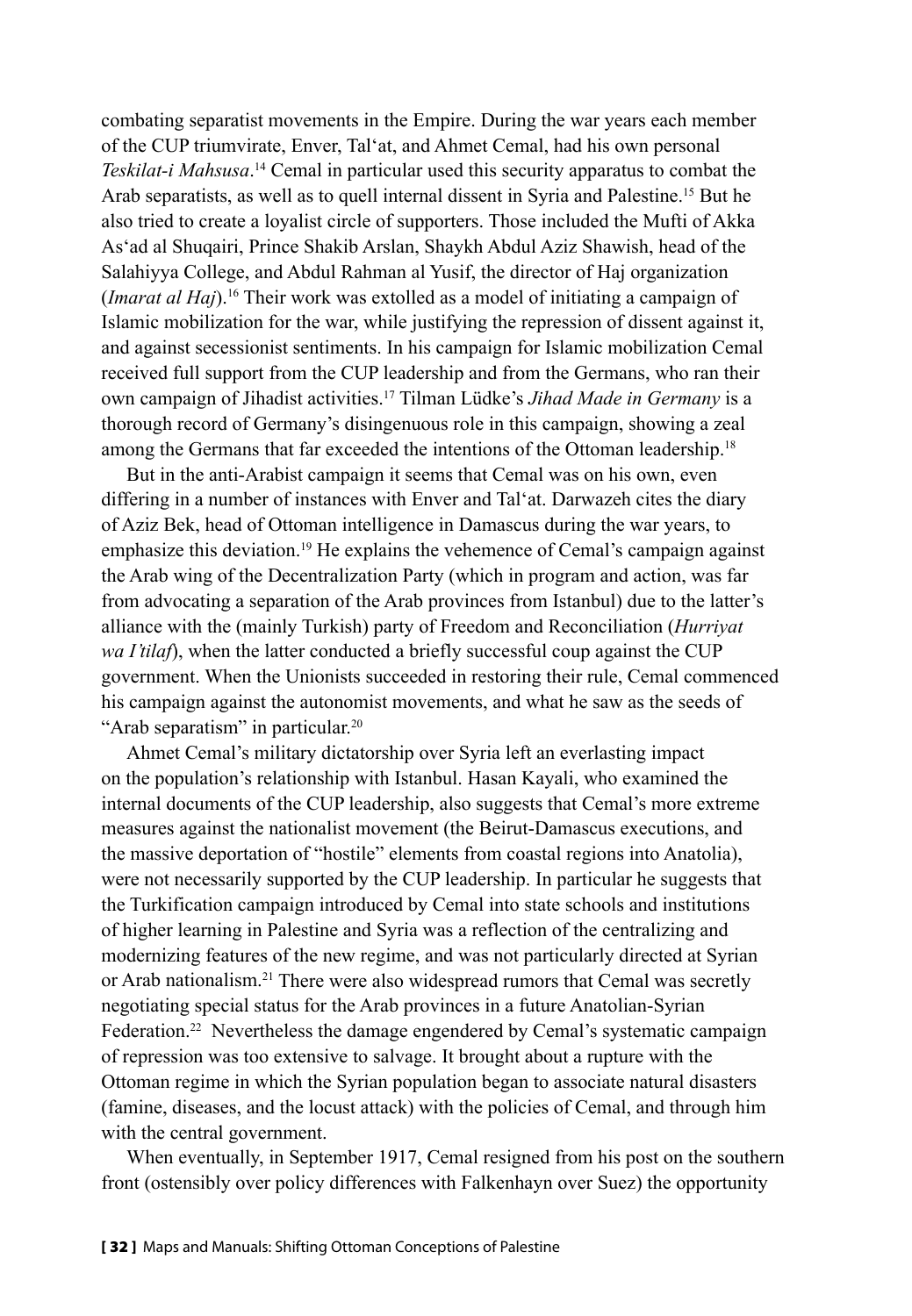combating separatist movements in the Empire. During the war years each member of the CUP triumvirate, Enver, Tal'at, and Ahmet Cemal, had his own personal *Teskilat-i Mahsusa*.[14] Cemal in particular used this security apparatus to combat the Arab separatists, as well as to quell internal dissent in Syria and Palestine.[15] But he also tried to create a loyalist circle of supporters. Those included the Mufti of Akka As'ad al Shuqairi, Prince Shakib Arslan, Shaykh Abdul Aziz Shawish, head of the Salahiyya College, and Abdul Rahman al Yusif, the director of Haj organization (*Imarat al Haj*).[16] Their work was extolled as a model of initiating a campaign of Islamic mobilization for the war, while justifying the repression of dissent against it, and against secessionist sentiments. In his campaign for Islamic mobilization Cemal received full support from the CUP leadership and from the Germans, who ran their own campaign of Jihadist activities.[17] Tilman Lüdke's *Jihad Made in Germany* is a thorough record of Germany's disingenuous role in this campaign, showing a zeal among the Germans that far exceeded the intentions of the Ottoman leadership.[18]

But in the anti-Arabist campaign it seems that Cemal was on his own, even differing in a number of instances with Enver and Tal'at. Darwazeh cites the diary of Aziz Bek, head of Ottoman intelligence in Damascus during the war years, to emphasize this deviation.[19] He explains the vehemence of Cemal's campaign against the Arab wing of the Decentralization Party (which in program and action, was far from advocating a separation of the Arab provinces from Istanbul) due to the latter's alliance with the (mainly Turkish) party of Freedom and Reconciliation (*Hurriyat wa I'tilaf*), when the latter conducted a briefly successful coup against the CUP government. When the Unionists succeeded in restoring their rule, Cemal commenced his campaign against the autonomist movements, and what he saw as the seeds of "Arab separatism" in particular.[20]

Ahmet Cemal's military dictatorship over Syria left an everlasting impact on the population's relationship with Istanbul. Hasan Kayali, who examined the internal documents of the CUP leadership, also suggests that Cemal's more extreme measures against the nationalist movement (the Beirut-Damascus executions, and the massive deportation of "hostile" elements from coastal regions into Anatolia), were not necessarily supported by the CUP leadership. In particular he suggests that the Turkification campaign introduced by Cemal into state schools and institutions of higher learning in Palestine and Syria was a reflection of the centralizing and modernizing features of the new regime, and was not particularly directed at Syrian or Arab nationalism.[21] There were also widespread rumors that Cemal was secretly negotiating special status for the Arab provinces in a future Anatolian-Syrian Federation.[22] Nevertheless the damage engendered by Cemal's systematic campaign of repression was too extensive to salvage. It brought about a rupture with the Ottoman regime in which the Syrian population began to associate natural disasters (famine, diseases, and the locust attack) with the policies of Cemal, and through him with the central government.

When eventually, in September 1917, Cemal resigned from his post on the southern front (ostensibly over policy differences with Falkenhayn over Suez) the opportunity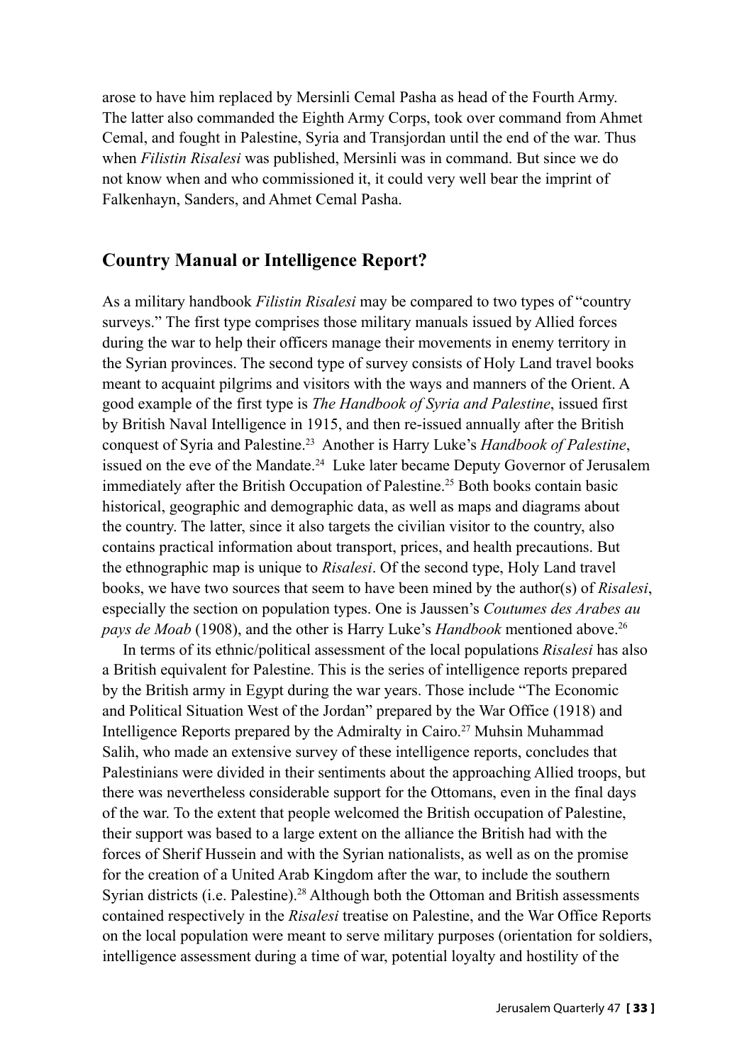arose to have him replaced by Mersinli Cemal Pasha as head of the Fourth Army. The latter also commanded the Eighth Army Corps, took over command from Ahmet Cemal, and fought in Palestine, Syria and Transjordan until the end of the war. Thus when *Filistin Risalesi* was published, Mersinli was in command. But since we do not know when and who commissioned it, it could very well bear the imprint of Falkenhayn, Sanders, and Ahmet Cemal Pasha.

## Country Manual or Intelligence Report?

As a military handbook *Filistin Risalesi* may be compared to two types of "country surveys." The first type comprises those military manuals issued by Allied forces during the war to help their officers manage their movements in enemy territory in the Syrian provinces. The second type of survey consists of Holy Land travel books meant to acquaint pilgrims and visitors with the ways and manners of the Orient. A good example of the first type is *The Handbook of Syria and Palestine*, issued first by British Naval Intelligence in 1915, and then re-issued annually after the British conquest of Syria and Palestine.[23] Another is Harry Luke's *Handbook of Palestine*, issued on the eve of the Mandate.[24] Luke later became Deputy Governor of Jerusalem immediately after the British Occupation of Palestine.[25] Both books contain basic historical, geographic and demographic data, as well as maps and diagrams about the country. The latter, since it also targets the civilian visitor to the country, also contains practical information about transport, prices, and health precautions. But the ethnographic map is unique to *Risalesi*. Of the second type, Holy Land travel books, we have two sources that seem to have been mined by the author(s) of *Risalesi*, especially the section on population types. One is Jaussen's *Coutumes des Arabes au pays de Moab* (1908), and the other is Harry Luke's *Handbook* mentioned above.[26]

In terms of its ethnic/political assessment of the local populations *Risalesi* has also a British equivalent for Palestine. This is the series of intelligence reports prepared by the British army in Egypt during the war years. Those include "The Economic and Political Situation West of the Jordan" prepared by the War Office (1918) and Intelligence Reports prepared by the Admiralty in Cairo.[27] Muhsin Muhammad Salih, who made an extensive survey of these intelligence reports, concludes that Palestinians were divided in their sentiments about the approaching Allied troops, but there was nevertheless considerable support for the Ottomans, even in the final days of the war. To the extent that people welcomed the British occupation of Palestine, their support was based to a large extent on the alliance the British had with the forces of Sherif Hussein and with the Syrian nationalists, as well as on the promise for the creation of a United Arab Kingdom after the war, to include the southern Syrian districts (i.e. Palestine).[28] Although both the Ottoman and British assessments contained respectively in the *Risalesi* treatise on Palestine, and the War Office Reports on the local population were meant to serve military purposes (orientation for soldiers, intelligence assessment during a time of war, potential loyalty and hostility of the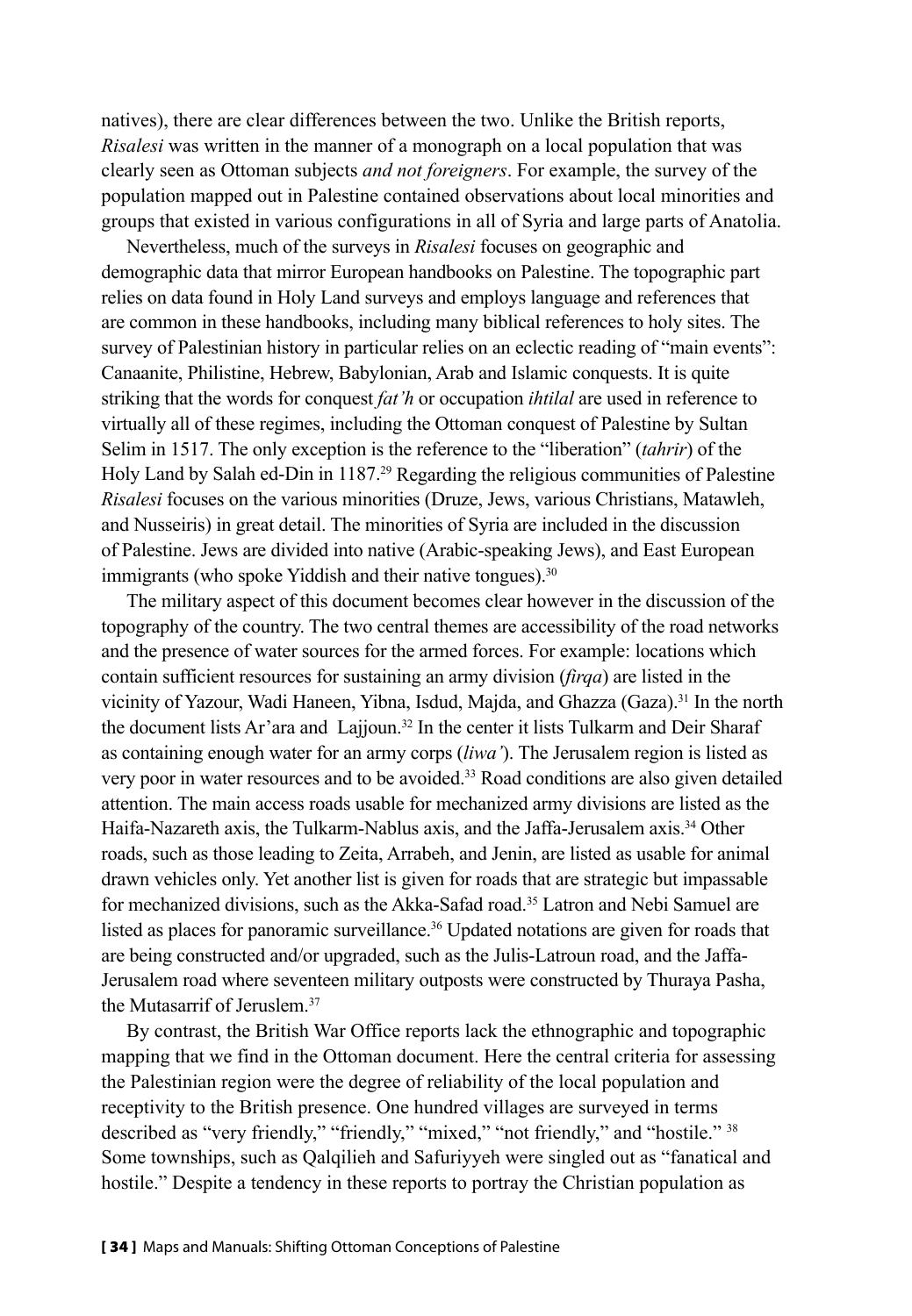natives), there are clear differences between the two. Unlike the British reports, *Risalesi* was written in the manner of a monograph on a local population that was clearly seen as Ottoman subjects *and not foreigners*. For example, the survey of the population mapped out in Palestine contained observations about local minorities and groups that existed in various configurations in all of Syria and large parts of Anatolia.

Nevertheless, much of the surveys in *Risalesi* focuses on geographic and demographic data that mirror European handbooks on Palestine. The topographic part relies on data found in Holy Land surveys and employs language and references that are common in these handbooks, including many biblical references to holy sites. The survey of Palestinian history in particular relies on an eclectic reading of "main events": Canaanite, Philistine, Hebrew, Babylonian, Arab and Islamic conquests. It is quite striking that the words for conquest *fat'h* or occupation *ihtilal* are used in reference to virtually all of these regimes, including the Ottoman conquest of Palestine by Sultan Selim in 1517. The only exception is the reference to the "liberation" (*tahrir*) of the Holy Land by Salah ed-Din in 1187.[29] Regarding the religious communities of Palestine *Risalesi* focuses on the various minorities (Druze, Jews, various Christians, Matawleh, and Nusseiris) in great detail. The minorities of Syria are included in the discussion of Palestine. Jews are divided into native (Arabic-speaking Jews), and East European immigrants (who spoke Yiddish and their native tongues).[30]

The military aspect of this document becomes clear however in the discussion of the topography of the country. The two central themes are accessibility of the road networks and the presence of water sources for the armed forces. For example: locations which contain sufficient resources for sustaining an army division (*firqa*) are listed in the vicinity of Yazour, Wadi Haneen, Yibna, Isdud, Majda, and Ghazza (Gaza).[31] In the north the document lists Ar'ara and Lajjoun.[32] In the center it lists Tulkarm and Deir Sharaf as containing enough water for an army corps (*liwa'*). The Jerusalem region is listed as very poor in water resources and to be avoided.[33] Road conditions are also given detailed attention. The main access roads usable for mechanized army divisions are listed as the Haifa-Nazareth axis, the Tulkarm-Nablus axis, and the Jaffa-Jerusalem axis.[34] Other roads, such as those leading to Zeita, Arrabeh, and Jenin, are listed as usable for animal drawn vehicles only. Yet another list is given for roads that are strategic but impassable for mechanized divisions, such as the Akka-Safad road.[35] Latron and Nebi Samuel are listed as places for panoramic surveillance.[36] Updated notations are given for roads that are being constructed and/or upgraded, such as the Julis-Latroun road, and the Jaffa-Jerusalem road where seventeen military outposts were constructed by Thuraya Pasha, the Mutasarrif of Jeruslem.[37]

By contrast, the British War Office reports lack the ethnographic and topographic mapping that we find in the Ottoman document. Here the central criteria for assessing the Palestinian region were the degree of reliability of the local population and receptivity to the British presence. One hundred villages are surveyed in terms described as "very friendly," "friendly," "mixed," "not friendly," and "hostile." [38] Some townships, such as Qalqilieh and Safuriyyeh were singled out as "fanatical and hostile." Despite a tendency in these reports to portray the Christian population as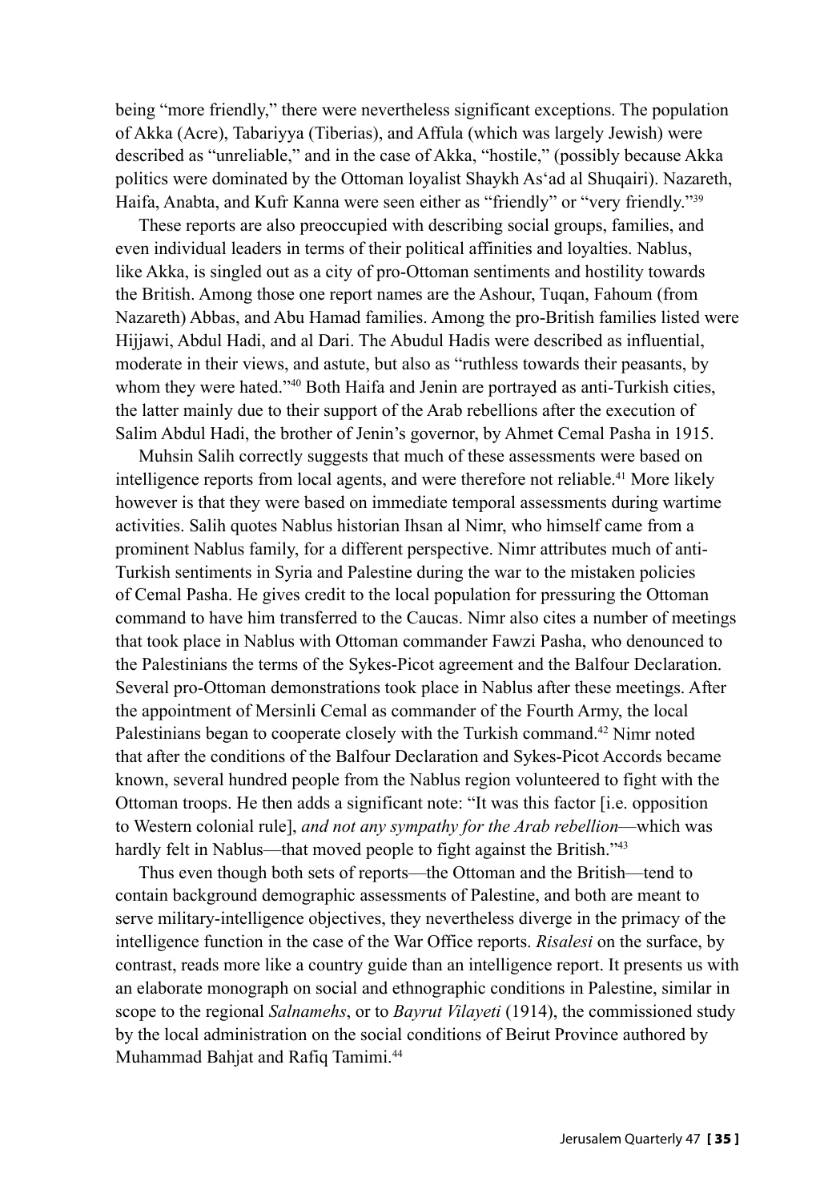being "more friendly," there were nevertheless significant exceptions. The population of Akka (Acre), Tabariyya (Tiberias), and Affula (which was largely Jewish) were described as "unreliable," and in the case of Akka, "hostile," (possibly because Akka politics were dominated by the Ottoman loyalist Shaykh As'ad al Shuqairi). Nazareth, Haifa, Anabta, and Kufr Kanna were seen either as "friendly" or "very friendly."[39]

These reports are also preoccupied with describing social groups, families, and even individual leaders in terms of their political affinities and loyalties. Nablus, like Akka, is singled out as a city of pro-Ottoman sentiments and hostility towards the British. Among those one report names are the Ashour, Tuqan, Fahoum (from Nazareth) Abbas, and Abu Hamad families. Among the pro-British families listed were Hijjawi, Abdul Hadi, and al Dari. The Abudul Hadis were described as influential, moderate in their views, and astute, but also as "ruthless towards their peasants, by whom they were hated."[40] Both Haifa and Jenin are portrayed as anti-Turkish cities, the latter mainly due to their support of the Arab rebellions after the execution of Salim Abdul Hadi, the brother of Jenin's governor, by Ahmet Cemal Pasha in 1915.

Muhsin Salih correctly suggests that much of these assessments were based on intelligence reports from local agents, and were therefore not reliable.[41] More likely however is that they were based on immediate temporal assessments during wartime activities. Salih quotes Nablus historian Ihsan al Nimr, who himself came from a prominent Nablus family, for a different perspective. Nimr attributes much of anti-Turkish sentiments in Syria and Palestine during the war to the mistaken policies of Cemal Pasha. He gives credit to the local population for pressuring the Ottoman command to have him transferred to the Caucas. Nimr also cites a number of meetings that took place in Nablus with Ottoman commander Fawzi Pasha, who denounced to the Palestinians the terms of the Sykes-Picot agreement and the Balfour Declaration. Several pro-Ottoman demonstrations took place in Nablus after these meetings. After the appointment of Mersinli Cemal as commander of the Fourth Army, the local Palestinians began to cooperate closely with the Turkish command.[42] Nimr noted that after the conditions of the Balfour Declaration and Sykes-Picot Accords became known, several hundred people from the Nablus region volunteered to fight with the Ottoman troops. He then adds a significant note: "It was this factor [i.e. opposition to Western colonial rule], *and not any sympathy for the Arab rebellion*—which was hardly felt in Nablus—that moved people to fight against the British."[43]

Thus even though both sets of reports—the Ottoman and the British—tend to contain background demographic assessments of Palestine, and both are meant to serve military-intelligence objectives, they nevertheless diverge in the primacy of the intelligence function in the case of the War Office reports. *Risalesi* on the surface, by contrast, reads more like a country guide than an intelligence report. It presents us with an elaborate monograph on social and ethnographic conditions in Palestine, similar in scope to the regional *Salnamehs*, or to *Bayrut Vilayeti* (1914), the commissioned study by the local administration on the social conditions of Beirut Province authored by Muhammad Bahjat and Rafiq Tamimi.[44]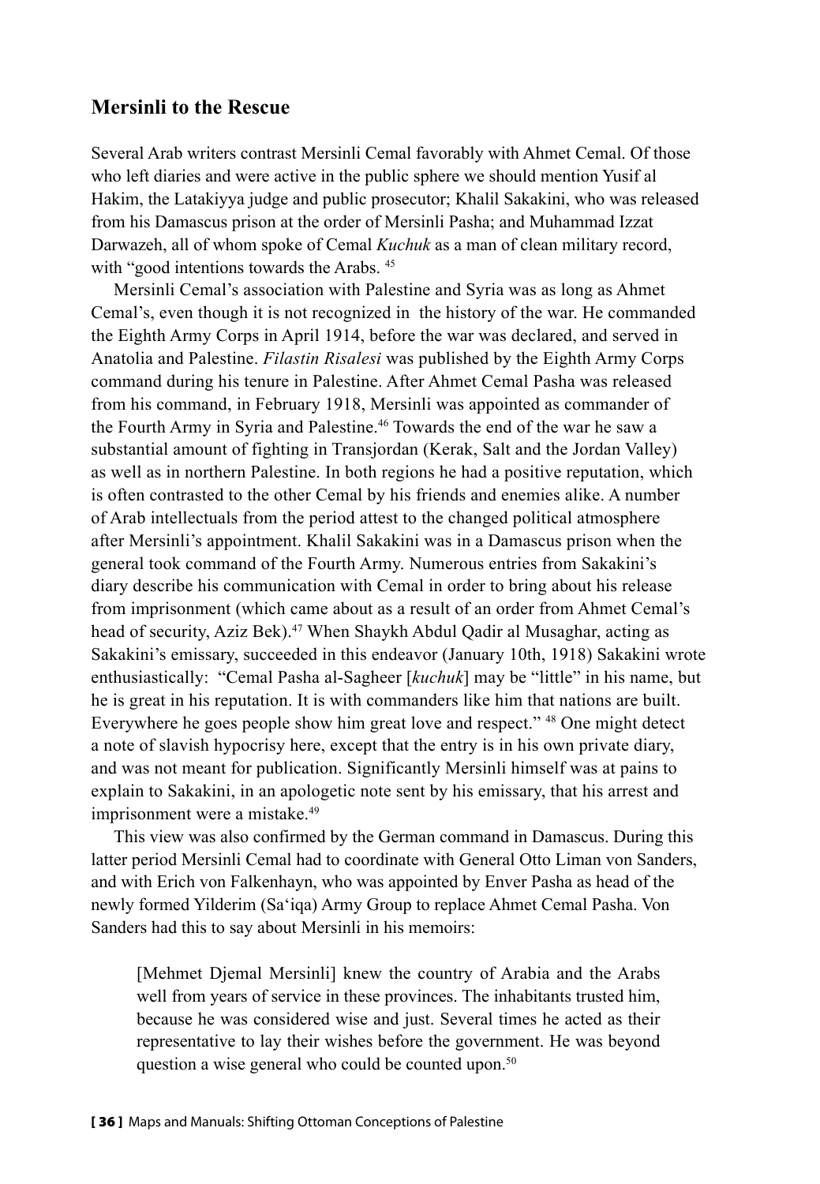## Mersinli to the Rescue

Several Arab writers contrast Mersinli Cemal favorably with Ahmet Cemal. Of those who left diaries and were active in the public sphere we should mention Yusif al Hakim, the Latakiyya judge and public prosecutor; Khalil Sakakini, who was released from his Damascus prison at the order of Mersinli Pasha; and Muhammad Izzat Darwazeh, all of whom spoke of Cemal *Kuchuk* as a man of clean military record, with "good intentions towards the Arabs. [45]

Mersinli Cemal's association with Palestine and Syria was as long as Ahmet Cemal's, even though it is not recognized in the history of the war. He commanded the Eighth Army Corps in April 1914, before the war was declared, and served in Anatolia and Palestine. *Filastin Risalesi* was published by the Eighth Army Corps command during his tenure in Palestine. After Ahmet Cemal Pasha was released from his command, in February 1918, Mersinli was appointed as commander of the Fourth Army in Syria and Palestine.[46] Towards the end of the war he saw a substantial amount of fighting in Transjordan (Kerak, Salt and the Jordan Valley) as well as in northern Palestine. In both regions he had a positive reputation, which is often contrasted to the other Cemal by his friends and enemies alike. A number of Arab intellectuals from the period attest to the changed political atmosphere after Mersinli's appointment. Khalil Sakakini was in a Damascus prison when the general took command of the Fourth Army. Numerous entries from Sakakini's diary describe his communication with Cemal in order to bring about his release from imprisonment (which came about as a result of an order from Ahmet Cemal's head of security, Aziz Bek).[47] When Shaykh Abdul Qadir al Musaghar, acting as Sakakini's emissary, succeeded in this endeavor (January 10th, 1918) Sakakini wrote enthusiastically: "Cemal Pasha al-Sagheer [*kuchuk*] may be "little" in his name, but he is great in his reputation. It is with commanders like him that nations are built. Everywhere he goes people show him great love and respect." [48] One might detect a note of slavish hypocrisy here, except that the entry is in his own private diary, and was not meant for publication. Significantly Mersinli himself was at pains to explain to Sakakini, in an apologetic note sent by his emissary, that his arrest and imprisonment were a mistake.[49]

This view was also confirmed by the German command in Damascus. During this latter period Mersinli Cemal had to coordinate with General Otto Liman von Sanders, and with Erich von Falkenhayn, who was appointed by Enver Pasha as head of the newly formed Yilderim (Sa'iqa) Army Group to replace Ahmet Cemal Pasha. Von Sanders had this to say about Mersinli in his memoirs:

> [Mehmet Djemal Mersinli] knew the country of Arabia and the Arabs well from years of service in these provinces. The inhabitants trusted him, because he was considered wise and just. Several times he acted as their representative to lay their wishes before the government. He was beyond question a wise general who could be counted upon.[50]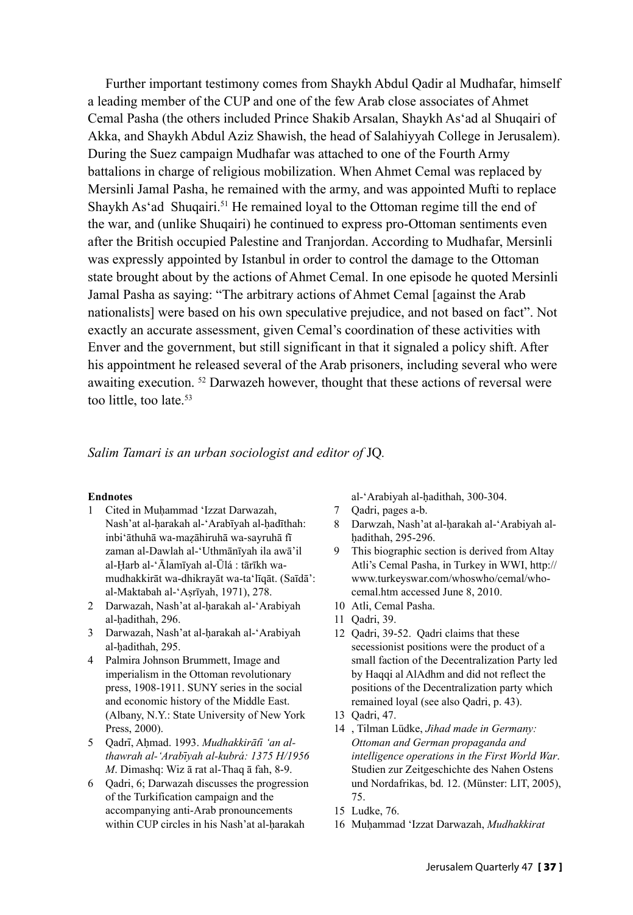Further important testimony comes from Shaykh Abdul Qadir al Mudhafar, himself a leading member of the CUP and one of the few Arab close associates of Ahmet Cemal Pasha (the others included Prince Shakib Arsalan, Shaykh As'ad al Shuqairi of Akka, and Shaykh Abdul Aziz Shawish, the head of Salahiyyah College in Jerusalem). During the Suez campaign Mudhafar was attached to one of the Fourth Army battalions in charge of religious mobilization. When Ahmet Cemal was replaced by Mersinli Jamal Pasha, he remained with the army, and was appointed Mufti to replace Shaykh As'ad Shuqairi.[51] He remained loyal to the Ottoman regime till the end of the war, and (unlike Shuqairi) he continued to express pro-Ottoman sentiments even after the British occupied Palestine and Tranjordan. According to Mudhafar, Mersinli was expressly appointed by Istanbul in order to control the damage to the Ottoman state brought about by the actions of Ahmet Cemal. In one episode he quoted Mersinli Jamal Pasha as saying: "The arbitrary actions of Ahmet Cemal [against the Arab nationalists] were based on his own speculative prejudice, and not based on fact". Not exactly an accurate assessment, given Cemal's coordination of these activities with Enver and the government, but still significant in that it signaled a policy shift. After his appointment he released several of the Arab prisoners, including several who were awaiting execution. [52] Darwazeh however, thought that these actions of reversal were too little, too late.[53]

*Salim Tamari is an urban sociologist and editor of* JQ.

**Endnotes**

1. Cited in Muḥammad 'Izzat Darwazah, Nash'at al-ḥarakah al-'Arabīyah al-ḥadīthah: inbi'āthuhā wa-maẓāhiruhā wa-sayruhā fī zaman al-Dawlah al-'Uthmānīyah ila awā'il al-Ḥarb al-'Ālamīyah al-Ūlá : tārīkh wa-mudhakkirāt wa-dhikrayāt wa-ta'līqāt. (Saīdā': al-Maktabah al-'Aṣrīyah, 1971), 278.
2. Darwazah, Nash'at al-ḥarakah al-'Arabiyah al-ḥadithah, 296.
3. Darwazah, Nash'at al-ḥarakah al-'Arabiyah al-ḥadithah, 295.
4. Palmira Johnson Brummett, Image and imperialism in the Ottoman revolutionary press, 1908-1911. SUNY series in the social and economic history of the Middle East. (Albany, N.Y.: State University of New York Press, 2000).
5. Qadrī, Aḥmad. 1993. *Mudhakkirātī 'an al-thawrah al-'Arabīyah al-kubrá: 1375 H/1956 M*. Dimashq: Wiz ā rat al-Thaq ā fah, 8-9.
6. Qadri, 6; Darwazah discusses the progression of the Turkification campaign and the accompanying anti-Arab pronouncements within CUP circles in his Nash'at al-ḥarakah al-'Arabiyah al-ḥadithah, 300-304.
7. Qadri, pages a-b.
8. Darwzah, Nash'at al-ḥarakah al-'Arabiyah al-ḥadithah, 295-296.
9. This biographic section is derived from Altay Atli's Cemal Pasha, in Turkey in WWI, http://www.turkeyswar.com/whoswho/cemal/who-cemal.htm accessed June 8, 2010.
10. Atli, Cemal Pasha.
11. Qadri, 39.
12. Qadri, 39-52. Qadri claims that these secessionist positions were the product of a small faction of the Decentralization Party led by Haqqi al AlAdhm and did not reflect the positions of the Decentralization party which remained loyal (see also Qadri, p. 43).
13. Qadri, 47.
14. , Tilman Lüdke, *Jihad made in Germany: Ottoman and German propaganda and intelligence operations in the First World War*. Studien zur Zeitgeschichte des Nahen Ostens und Nordafrikas, bd. 12. (Münster: LIT, 2005), 75.
15. Ludke, 76.
16. Muḥammad 'Izzat Darwazah, *Mudhakkirat*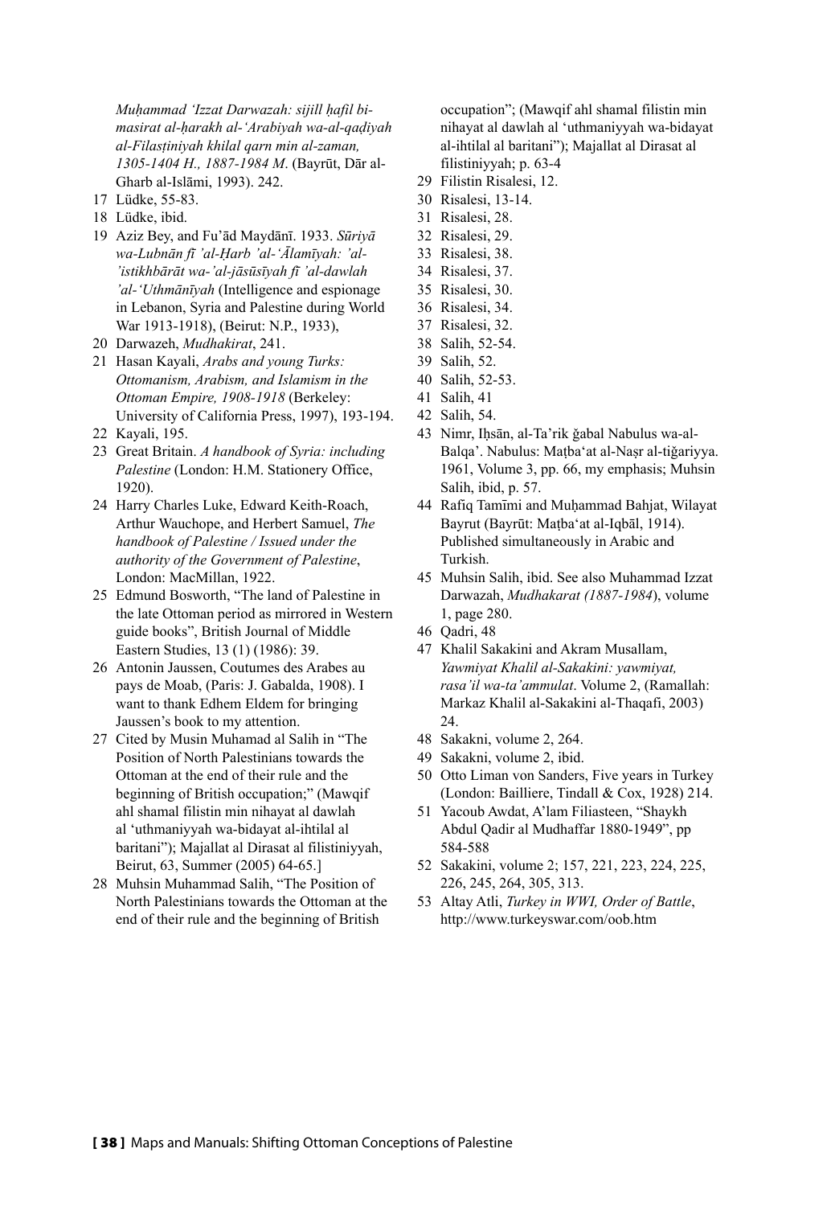*Muḥammad ʻIzzat Darwazah: sijill ḥafil bi-masirat al-ḥarakh al-ʻArabiyah wa-al-qaḍiyah al-Filasṭiniyah khilal qarn min al-zaman, 1305-1404 H., 1887-1984 M*. (Bayrūt, Dār al-Gharb al-Islāmi, 1993). 242.

17 Lüdke, 55-83.

18 Lüdke, ibid.

19 Aziz Bey, and Fu'ād Maydānī. 1933. *Sūriyā wa-Lubnān fī 'al-Ḥarb 'al-ʻĀlamīyah: 'al-'istikhbārāt wa-'al-jāsūsīyah fī 'al-dawlah 'al-ʻUthmānīyah* (Intelligence and espionage in Lebanon, Syria and Palestine during World War 1913-1918), (Beirut: N.P., 1933),

20 Darwazeh, *Mudhakirat*, 241.

21 Hasan Kayali, *Arabs and young Turks: Ottomanism, Arabism, and Islamism in the Ottoman Empire, 1908-1918* (Berkeley: University of California Press, 1997), 193-194.

22 Kayali, 195.

23 Great Britain. *A handbook of Syria: including Palestine* (London: H.M. Stationery Office, 1920).

24 Harry Charles Luke, Edward Keith-Roach, Arthur Wauchope, and Herbert Samuel, *The handbook of Palestine / Issued under the authority of the Government of Palestine*, London: MacMillan, 1922.

25 Edmund Bosworth, "The land of Palestine in the late Ottoman period as mirrored in Western guide books", British Journal of Middle Eastern Studies, 13 (1) (1986): 39.

26 Antonin Jaussen, Coutumes des Arabes au pays de Moab, (Paris: J. Gabalda, 1908). I want to thank Edhem Eldem for bringing Jaussen's book to my attention.

27 Cited by Musin Muhamad al Salih in "The Position of North Palestinians towards the Ottoman at the end of their rule and the beginning of British occupation;" (Mawqif ahl shamal filistin min nihayat al dawlah al 'uthmaniyyah wa-bidayat al-ihtilal al baritani"); Majallat al Dirasat al filistiniyyah, Beirut, 63, Summer (2005) 64-65.]

28 Muhsin Muhammad Salih, "The Position of North Palestinians towards the Ottoman at the end of their rule and the beginning of British occupation"; (Mawqif ahl shamal filistin min nihayat al dawlah al 'uthmaniyyah wa-bidayat al-ihtilal al baritani"); Majallat al Dirasat al filistiniyyah; p. 63-4

29 Filistin Risalesi, 12.

30 Risalesi, 13-14.

31 Risalesi, 28.

32 Risalesi, 29.

33 Risalesi, 38.

34 Risalesi, 37.

35 Risalesi, 30.

36 Risalesi, 34.

37 Risalesi, 32.

38 Salih, 52-54.

39 Salih, 52.

40 Salih, 52-53.

41 Salih, 41

42 Salih, 54.

43 Nimr, Iḥsān, al-Ta'rik ğabal Nabulus wa-al-Balqa'. Nabulus: Maṭba'at al-Naṣr al-tiğariyya. 1961, Volume 3, pp. 66, my emphasis; Muhsin Salih, ibid, p. 57.

44 Rafiq Tamīmi and Muḥammad Bahjat, Wilayat Bayrut (Bayrūt: Maṭba'at al-Iqbāl, 1914). Published simultaneously in Arabic and Turkish.

45 Muhsin Salih, ibid. See also Muhammad Izzat Darwazah, *Mudhakarat (1887-1984*), volume 1, page 280.

46 Qadri, 48

47 Khalil Sakakini and Akram Musallam, *Yawmiyat Khalil al-Sakakini: yawmiyat, rasa'il wa-ta'ammulat*. Volume 2, (Ramallah: Markaz Khalil al-Sakakini al-Thaqafi, 2003) 24.

48 Sakakni, volume 2, 264.

49 Sakakni, volume 2, ibid.

50 Otto Liman von Sanders, Five years in Turkey (London: Bailliere, Tindall & Cox, 1928) 214.

51 Yacoub Awdat, A'lam Filiasteen, "Shaykh Abdul Qadir al Mudhaffar 1880-1949", pp 584-588

52 Sakakini, volume 2; 157, 221, 223, 224, 225, 226, 245, 264, 305, 313.

53 Altay Atli, *Turkey in WWI, Order of Battle*, http://www.turkeyswar.com/oob.htm